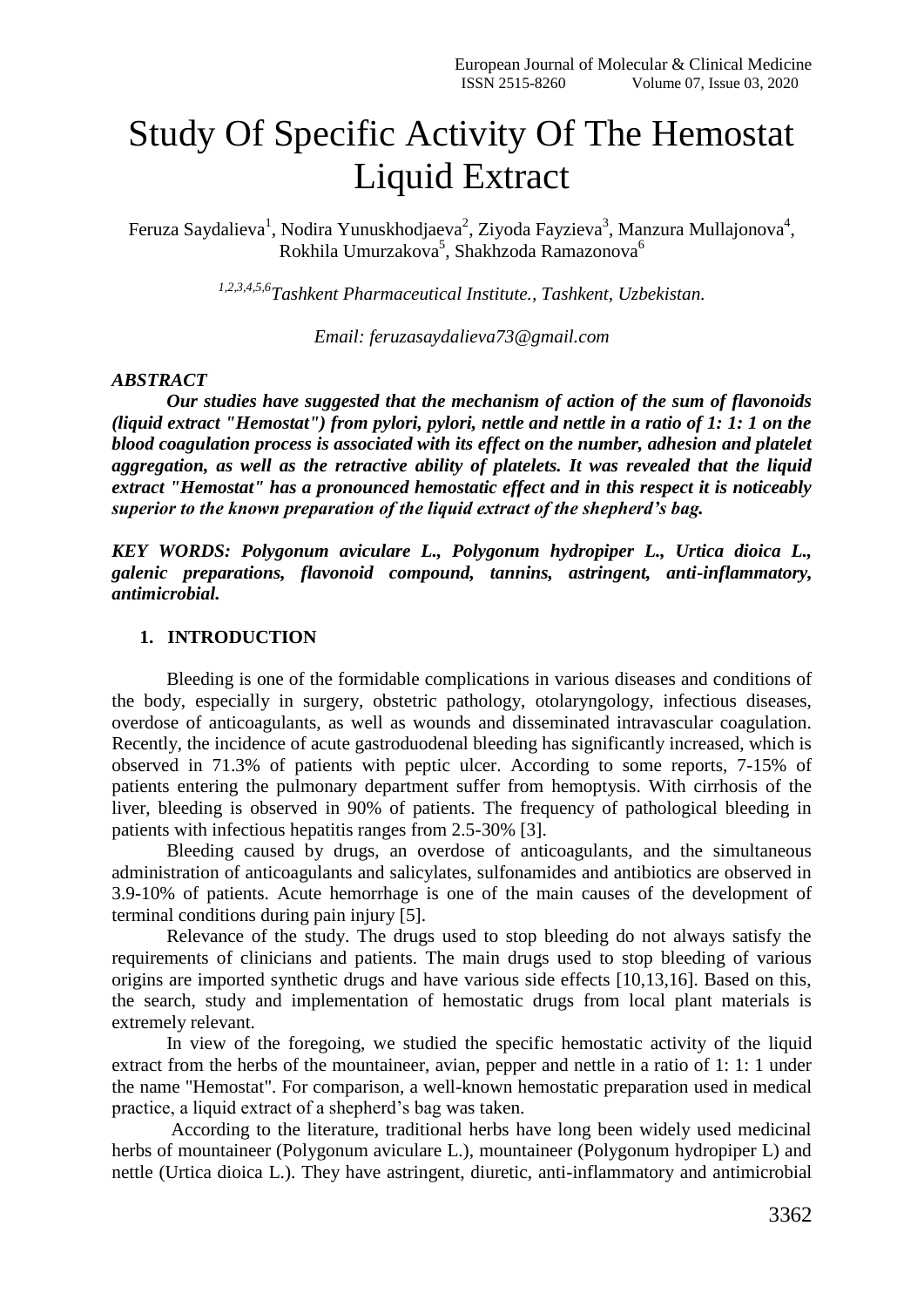# Study Of Specific Activity Of The Hemostat Liquid Extract

Feruza Saydalieva[1], Nodira Yunuskhodjaeva[2], Ziyoda Fayzieva[3], Manzura Mullajonova[4], Rokhila Umurzakova[5], Shakhzoda Ramazonova[6]

[1,2,3,4,5,6] *Tashkent Pharmaceutical Institute., Tashkent, Uzbekistan.*

*Email: feruzasaydalieva73@gmail.com*

***ABSTRACT***

***Our studies have suggested that the mechanism of action of the sum of flavonoids (liquid extract "Hemostat") from pylori, pylori, nettle and nettle in a ratio of 1: 1: 1 on the blood coagulation process is associated with its effect on the number, adhesion and platelet aggregation, as well as the retractive ability of platelets. It was revealed that the liquid extract "Hemostat" has a pronounced hemostatic effect and in this respect it is noticeably superior to the known preparation of the liquid extract of the shepherd's bag.***

***KEY WORDS: Polygonum aviculare L., Polygonum hydropiper L., Urtica dioica L., galenic preparations, flavonoid compound, tannins, astringent, anti-inflammatory, antimicrobial.***

## 1. INTRODUCTION

Bleeding is one of the formidable complications in various diseases and conditions of the body, especially in surgery, obstetric pathology, otolaryngology, infectious diseases, overdose of anticoagulants, as well as wounds and disseminated intravascular coagulation. Recently, the incidence of acute gastroduodenal bleeding has significantly increased, which is observed in 71.3% of patients with peptic ulcer. According to some reports, 7-15% of patients entering the pulmonary department suffer from hemoptysis. With cirrhosis of the liver, bleeding is observed in 90% of patients. The frequency of pathological bleeding in patients with infectious hepatitis ranges from 2.5-30% [3].

Bleeding caused by drugs, an overdose of anticoagulants, and the simultaneous administration of anticoagulants and salicylates, sulfonamides and antibiotics are observed in 3.9-10% of patients. Acute hemorrhage is one of the main causes of the development of terminal conditions during pain injury [5].

Relevance of the study. The drugs used to stop bleeding do not always satisfy the requirements of clinicians and patients. The main drugs used to stop bleeding of various origins are imported synthetic drugs and have various side effects [10,13,16]. Based on this, the search, study and implementation of hemostatic drugs from local plant materials is extremely relevant.

In view of the foregoing, we studied the specific hemostatic activity of the liquid extract from the herbs of the mountaineer, avian, pepper and nettle in a ratio of 1: 1: 1 under the name "Hemostat". For comparison, a well-known hemostatic preparation used in medical practice, a liquid extract of a shepherd's bag was taken.

According to the literature, traditional herbs have long been widely used medicinal herbs of mountaineer (Polygonum aviculare L.), mountaineer (Polygonum hydropiper L) and nettle (Urtica dioica L.). They have astringent, diuretic, anti-inflammatory and antimicrobial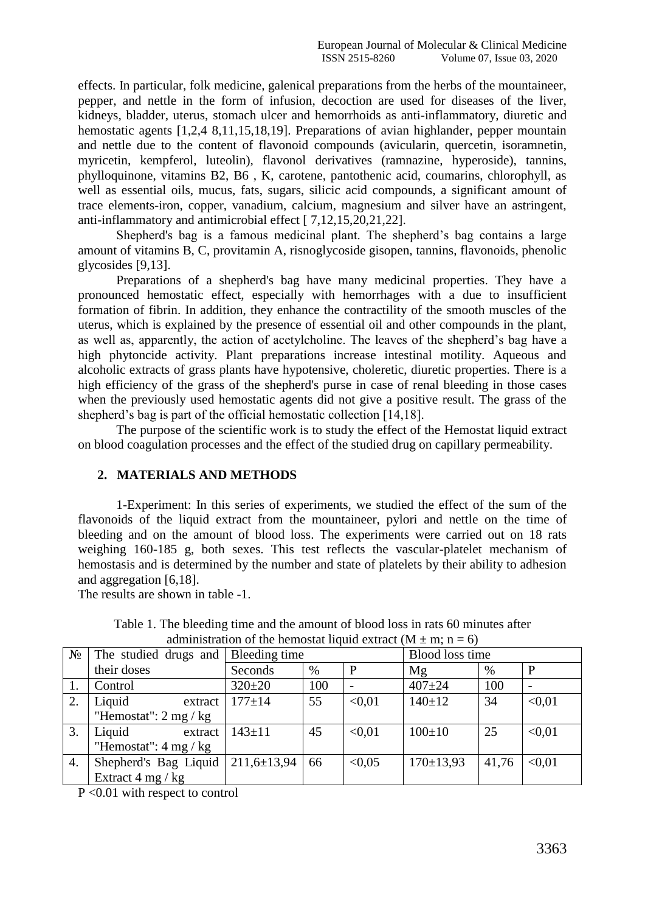effects. In particular, folk medicine, galenical preparations from the herbs of the mountaineer, pepper, and nettle in the form of infusion, decoction are used for diseases of the liver, kidneys, bladder, uterus, stomach ulcer and hemorrhoids as anti-inflammatory, diuretic and hemostatic agents [1,2,4 8,11,15,18,19]. Preparations of avian highlander, pepper mountain and nettle due to the content of flavonoid compounds (avicularin, quercetin, isoramnetin, myricetin, kempferol, luteolin), flavonol derivatives (ramnazine, hyperoside), tannins, phylloquinone, vitamins B2, B6 , K, carotene, pantothenic acid, coumarins, chlorophyll, as well as essential oils, mucus, fats, sugars, silicic acid compounds, a significant amount of trace elements-iron, copper, vanadium, calcium, magnesium and silver have an astringent, anti-inflammatory and antimicrobial effect [ 7,12,15,20,21,22].

Shepherd's bag is a famous medicinal plant. The shepherd's bag contains a large amount of vitamins B, C, provitamin A, risnoglycoside gisopen, tannins, flavonoids, phenolic glycosides [9,13].

Preparations of a shepherd's bag have many medicinal properties. They have a pronounced hemostatic effect, especially with hemorrhages with a due to insufficient formation of fibrin. In addition, they enhance the contractility of the smooth muscles of the uterus, which is explained by the presence of essential oil and other compounds in the plant, as well as, apparently, the action of acetylcholine. The leaves of the shepherd's bag have a high phytoncide activity. Plant preparations increase intestinal motility. Aqueous and alcoholic extracts of grass plants have hypotensive, choleretic, diuretic properties. There is a high efficiency of the grass of the shepherd's purse in case of renal bleeding in those cases when the previously used hemostatic agents did not give a positive result. The grass of the shepherd's bag is part of the official hemostatic collection [14,18].

The purpose of the scientific work is to study the effect of the Hemostat liquid extract on blood coagulation processes and the effect of the studied drug on capillary permeability.

## 2. MATERIALS AND METHODS

1-Experiment: In this series of experiments, we studied the effect of the sum of the flavonoids of the liquid extract from the mountaineer, pylori and nettle on the time of bleeding and on the amount of blood loss. The experiments were carried out on 18 rats weighing 160-185 g, both sexes. This test reflects the vascular-platelet mechanism of hemostasis and is determined by the number and state of platelets by their ability to adhesion and aggregation [6,18].

The results are shown in table -1.

Table 1. The bleeding time and the amount of blood loss in rats 60 minutes after administration of the hemostat liquid extract ($M \pm m$; $n = 6$)

| № | The studied drugs and their doses | Bleeding time | | | Blood loss time | | |
|---|---|---|---|---|---|---|---|
| | | Seconds | % | P | Mg | % | P |
| 1. | Control | 320±20 | 100 | - | 407±24 | 100 | - |
| 2. | Liquid extract "Hemostat": 2 mg / kg | 177±14 | 55 | <0,01 | 140±12 | 34 | <0,01 |
| 3. | Liquid extract "Hemostat": 4 mg / kg | 143±11 | 45 | <0,01 | 100±10 | 25 | <0,01 |
| 4. | Shepherd's Bag Liquid Extract 4 mg / kg | 211,6±13,94 | 66 | <0,05 | 170±13,93 | 41,76 | <0,01 |

P <0.01 with respect to control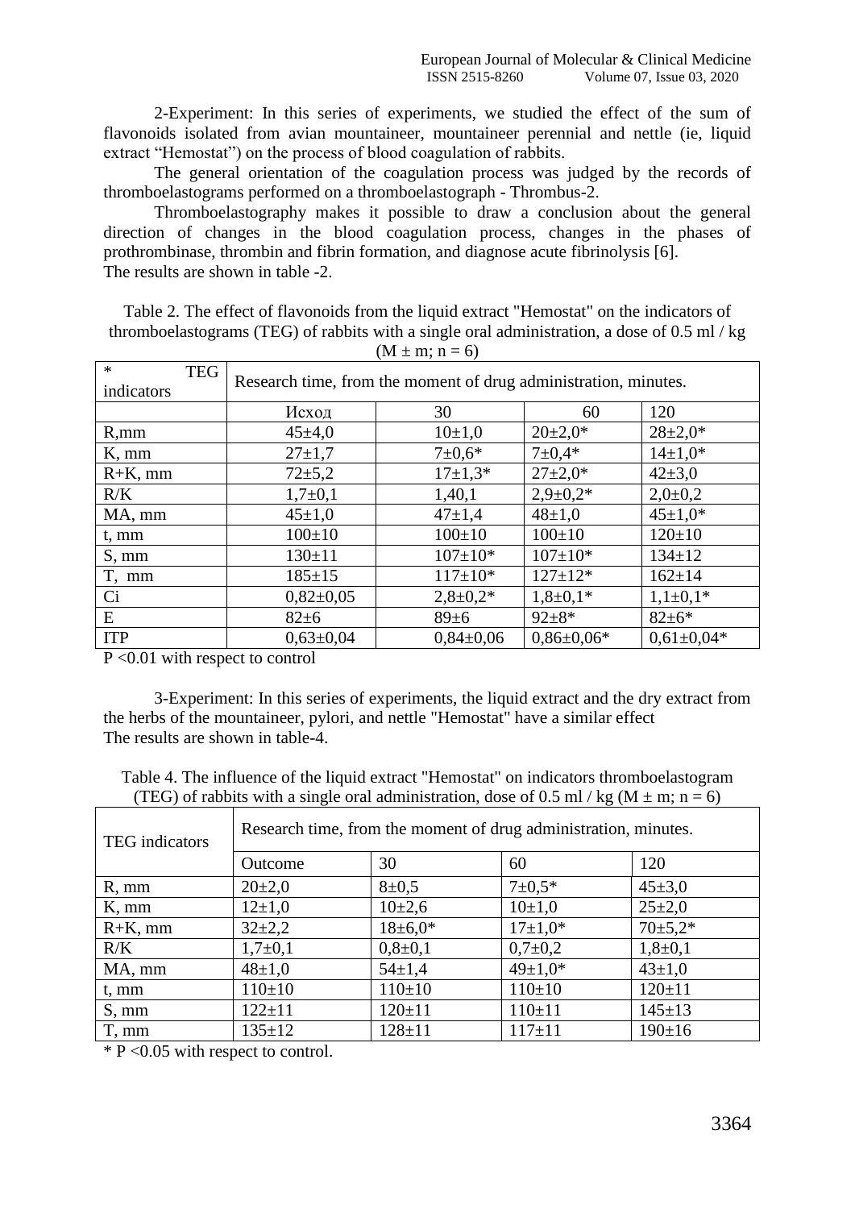2-Experiment: In this series of experiments, we studied the effect of the sum of flavonoids isolated from avian mountaineer, mountaineer perennial and nettle (ie, liquid extract "Hemostat") on the process of blood coagulation of rabbits.

The general orientation of the coagulation process was judged by the records of thromboelastograms performed on a thromboelastograph - Thrombus-2.

Thromboelastography makes it possible to draw a conclusion about the general direction of changes in the blood coagulation process, changes in the phases of prothrombinase, thrombin and fibrin formation, and diagnose acute fibrinolysis [6].
The results are shown in table -2.

Table 2. The effect of flavonoids from the liquid extract "Hemostat" on the indicators of thromboelastograms (TEG) of rabbits with a single oral administration, a dose of 0.5 ml / kg ($M \pm m$; $n = 6$)

| * TEG indicators | Research time, from the moment of drug administration, minutes. | | | |
|---|---|---|---|---|
| | Исход | 30 | 60 | 120 |
| R,mm | 45±4,0 | 10±1,0 | 20±2,0* | 28±2,0* |
| K, mm | 27±1,7 | 7±0,6* | 7±0,4* | 14±1,0* |
| R+K, mm | 72±5,2 | 17±1,3* | 27±2,0* | 42±3,0 |
| R/K | 1,7±0,1 | 1,40,1 | 2,9±0,2* | 2,0±0,2 |
| MA, mm | 45±1,0 | 47±1,4 | 48±1,0 | 45±1,0* |
| t, mm | 100±10 | 100±10 | 100±10 | 120±10 |
| S, mm | 130±11 | 107±10* | 107±10* | 134±12 |
| T, mm | 185±15 | 117±10* | 127±12* | 162±14 |
| Ci | 0,82±0,05 | 2,8±0,2* | 1,8±0,1* | 1,1±0,1* |
| E | 82±6 | 89±6 | 92±8* | 82±6* |
| ITP | 0,63±0,04 | 0,84±0,06 | 0,86±0,06* | 0,61±0,04* |

P <0.01 with respect to control

3-Experiment: In this series of experiments, the liquid extract and the dry extract from the herbs of the mountaineer, pylori, and nettle "Hemostat" have a similar effect
The results are shown in table-4.

Table 4. The influence of the liquid extract "Hemostat" on indicators thromboelastogram (TEG) of rabbits with a single oral administration, dose of 0.5 ml / kg ($M \pm m$; $n = 6$)

| TEG indicators | Research time, from the moment of drug administration, minutes. | | | |
|---|---|---|---|---|
| | Outcome | 30 | 60 | 120 |
| R, mm | 20±2,0 | 8±0,5 | 7±0,5* | 45±3,0 |
| K, mm | 12±1,0 | 10±2,6 | 10±1,0 | 25±2,0 |
| R+K, mm | 32±2,2 | 18±6,0* | 17±1,0* | 70±5,2* |
| R/K | 1,7±0,1 | 0,8±0,1 | 0,7±0,2 | 1,8±0,1 |
| MA, mm | 48±1,0 | 54±1,4 | 49±1,0* | 43±1,0 |
| t, mm | 110±10 | 110±10 | 110±10 | 120±11 |
| S, mm | 122±11 | 120±11 | 110±11 | 145±13 |
| T, mm | 135±12 | 128±11 | 117±11 | 190±16 |

* P <0.05 with respect to control.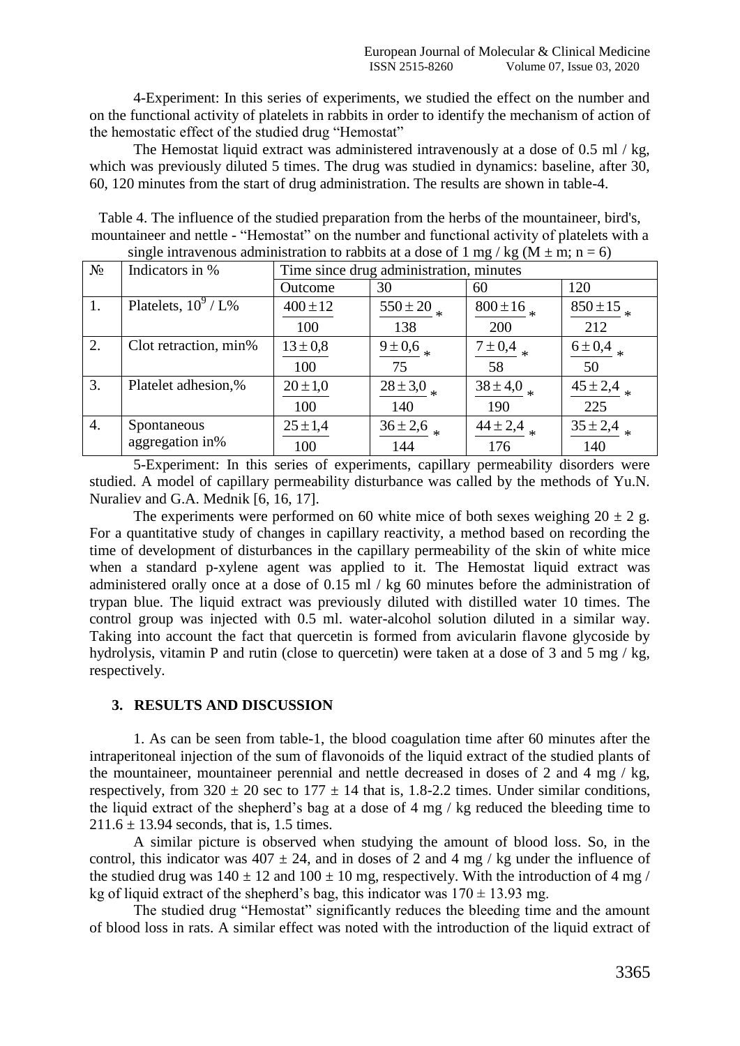4-Experiment: In this series of experiments, we studied the effect on the number and on the functional activity of platelets in rabbits in order to identify the mechanism of action of the hemostatic effect of the studied drug "Hemostat"

The Hemostat liquid extract was administered intravenously at a dose of 0.5 ml / kg, which was previously diluted 5 times. The drug was studied in dynamics: baseline, after 30, 60, 120 minutes from the start of drug administration. The results are shown in table-4.

Table 4. The influence of the studied preparation from the herbs of the mountaineer, bird's, mountaineer and nettle - "Hemostat" on the number and functional activity of platelets with a single intravenous administration to rabbits at a dose of 1 mg / kg (M ± m; n = 6)

| № | Indicators in % | Time since drug administration, minutes | | | |
|---|---|---|---|---|---|
| | | Outcome | 30 | 60 | 120 |
| 1. | Platelets, $10^9$ / L% | $\frac{400 \pm 12}{100}$ | $\frac{550 \pm 20}{138}$ * | $\frac{800 \pm 16}{200}$ * | $\frac{850 \pm 15}{212}$ * |
| 2. | Clot retraction, min% | $\frac{13 \pm 0,8}{100}$ | $\frac{9 \pm 0,6}{75}$ * | $\frac{7 \pm 0,4}{58}$ * | $\frac{6 \pm 0,4}{50}$ * |
| 3. | Platelet adhesion,% | $\frac{20 \pm 1,0}{100}$ | $\frac{28 \pm 3,0}{140}$ * | $\frac{38 \pm 4,0}{190}$ * | $\frac{45 \pm 2,4}{225}$ * |
| 4. | Spontaneous aggregation in% | $\frac{25 \pm 1,4}{100}$ | $\frac{36 \pm 2,6}{144}$ * | $\frac{44 \pm 2,4}{176}$ * | $\frac{35 \pm 2,4}{140}$ * |

5-Experiment: In this series of experiments, capillary permeability disorders were studied. A model of capillary permeability disturbance was called by the methods of Yu.N. Nuraliev and G.A. Mednik [6, 16, 17].

The experiments were performed on 60 white mice of both sexes weighing 20 ± 2 g. For a quantitative study of changes in capillary reactivity, a method based on recording the time of development of disturbances in the capillary permeability of the skin of white mice when a standard p-xylene agent was applied to it. The Hemostat liquid extract was administered orally once at a dose of 0.15 ml / kg 60 minutes before the administration of trypan blue. The liquid extract was previously diluted with distilled water 10 times. The control group was injected with 0.5 ml. water-alcohol solution diluted in a similar way. Taking into account the fact that quercetin is formed from avicularin flavone glycoside by hydrolysis, vitamin P and rutin (close to quercetin) were taken at a dose of 3 and 5 mg / kg, respectively.

## 3. RESULTS AND DISCUSSION

1. As can be seen from table-1, the blood coagulation time after 60 minutes after the intraperitoneal injection of the sum of flavonoids of the liquid extract of the studied plants of the mountaineer, mountaineer perennial and nettle decreased in doses of 2 and 4 mg / kg, respectively, from 320 ± 20 sec to 177 ± 14 that is, 1.8-2.2 times. Under similar conditions, the liquid extract of the shepherd's bag at a dose of 4 mg / kg reduced the bleeding time to 211.6 ± 13.94 seconds, that is, 1.5 times.

A similar picture is observed when studying the amount of blood loss. So, in the control, this indicator was 407 ± 24, and in doses of 2 and 4 mg / kg under the influence of the studied drug was 140 ± 12 and 100 ± 10 mg, respectively. With the introduction of 4 mg / kg of liquid extract of the shepherd's bag, this indicator was 170 ± 13.93 mg.

The studied drug "Hemostat" significantly reduces the bleeding time and the amount of blood loss in rats. A similar effect was noted with the introduction of the liquid extract of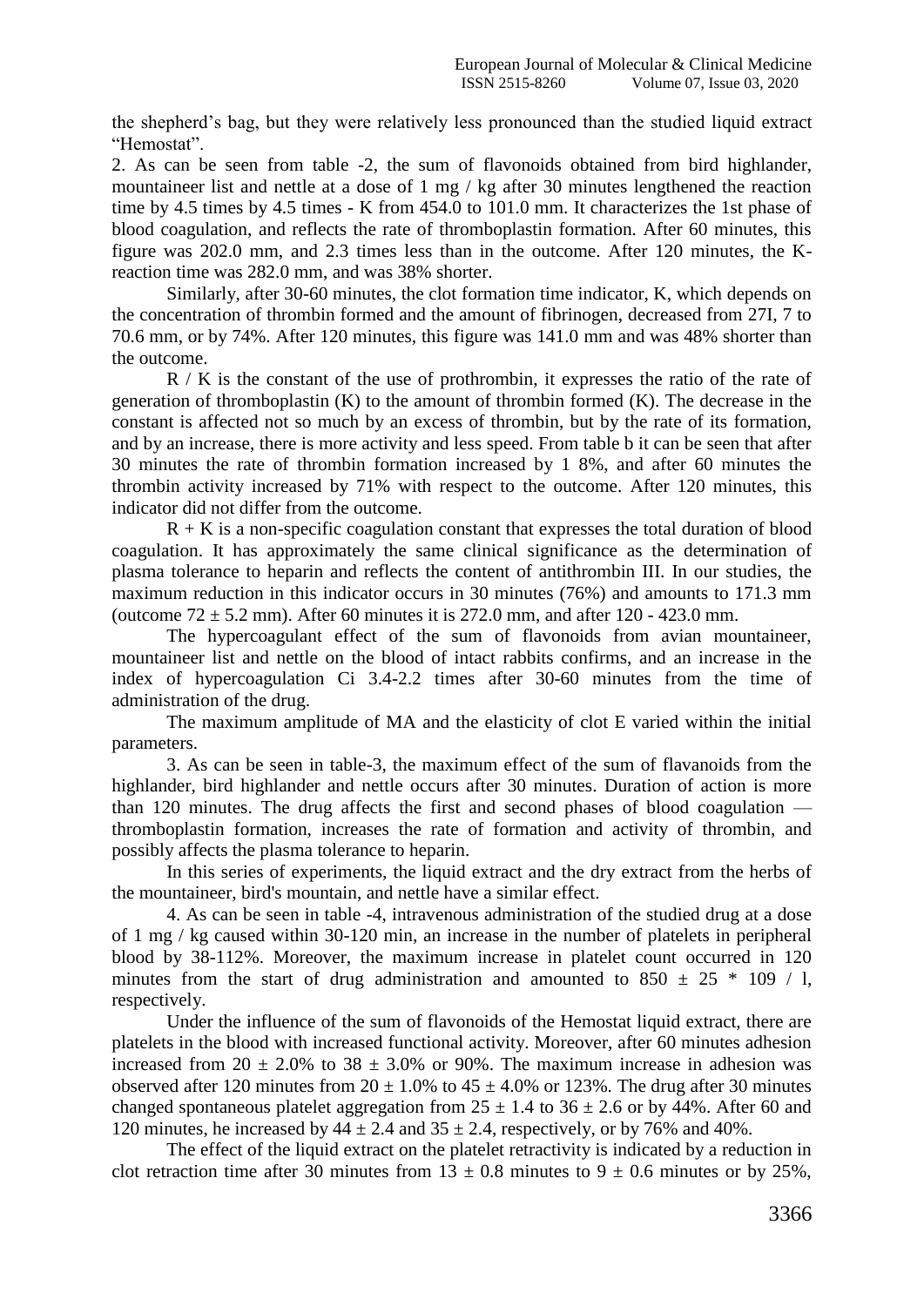the shepherd's bag, but they were relatively less pronounced than the studied liquid extract "Hemostat".

2. As can be seen from table -2, the sum of flavonoids obtained from bird highlander, mountaineer list and nettle at a dose of 1 mg / kg after 30 minutes lengthened the reaction time by 4.5 times by 4.5 times - K from 454.0 to 101.0 mm. It characterizes the 1st phase of blood coagulation, and reflects the rate of thromboplastin formation. After 60 minutes, this figure was 202.0 mm, and 2.3 times less than in the outcome. After 120 minutes, the K-reaction time was 282.0 mm, and was 38% shorter.

Similarly, after 30-60 minutes, the clot formation time indicator, K, which depends on the concentration of thrombin formed and the amount of fibrinogen, decreased from 27I, 7 to 70.6 mm, or by 74%. After 120 minutes, this figure was 141.0 mm and was 48% shorter than the outcome.

R / K is the constant of the use of prothrombin, it expresses the ratio of the rate of generation of thromboplastin (K) to the amount of thrombin formed (K). The decrease in the constant is affected not so much by an excess of thrombin, but by the rate of its formation, and by an increase, there is more activity and less speed. From table b it can be seen that after 30 minutes the rate of thrombin formation increased by 1 8%, and after 60 minutes the thrombin activity increased by 71% with respect to the outcome. After 120 minutes, this indicator did not differ from the outcome.

R + K is a non-specific coagulation constant that expresses the total duration of blood coagulation. It has approximately the same clinical significance as the determination of plasma tolerance to heparin and reflects the content of antithrombin III. In our studies, the maximum reduction in this indicator occurs in 30 minutes (76%) and amounts to 171.3 mm (outcome 72 ± 5.2 mm). After 60 minutes it is 272.0 mm, and after 120 - 423.0 mm.

The hypercoagulant effect of the sum of flavonoids from avian mountaineer, mountaineer list and nettle on the blood of intact rabbits confirms, and an increase in the index of hypercoagulation Ci 3.4-2.2 times after 30-60 minutes from the time of administration of the drug.

The maximum amplitude of MA and the elasticity of clot E varied within the initial parameters.

3. As can be seen in table-3, the maximum effect of the sum of flavanoids from the highlander, bird highlander and nettle occurs after 30 minutes. Duration of action is more than 120 minutes. The drug affects the first and second phases of blood coagulation — thromboplastin formation, increases the rate of formation and activity of thrombin, and possibly affects the plasma tolerance to heparin.

In this series of experiments, the liquid extract and the dry extract from the herbs of the mountaineer, bird's mountain, and nettle have a similar effect.

4. As can be seen in table -4, intravenous administration of the studied drug at a dose of 1 mg / kg caused within 30-120 min, an increase in the number of platelets in peripheral blood by 38-112%. Moreover, the maximum increase in platelet count occurred in 120 minutes from the start of drug administration and amounted to 850 ± 25 * 109 / l, respectively.

Under the influence of the sum of flavonoids of the Hemostat liquid extract, there are platelets in the blood with increased functional activity. Moreover, after 60 minutes adhesion increased from 20 ± 2.0% to 38 ± 3.0% or 90%. The maximum increase in adhesion was observed after 120 minutes from 20 ± 1.0% to 45 ± 4.0% or 123%. The drug after 30 minutes changed spontaneous platelet aggregation from 25 ± 1.4 to 36 ± 2.6 or by 44%. After 60 and 120 minutes, he increased by 44 ± 2.4 and 35 ± 2.4, respectively, or by 76% and 40%.

The effect of the liquid extract on the platelet retractivity is indicated by a reduction in clot retraction time after 30 minutes from 13 ± 0.8 minutes to 9 ± 0.6 minutes or by 25%,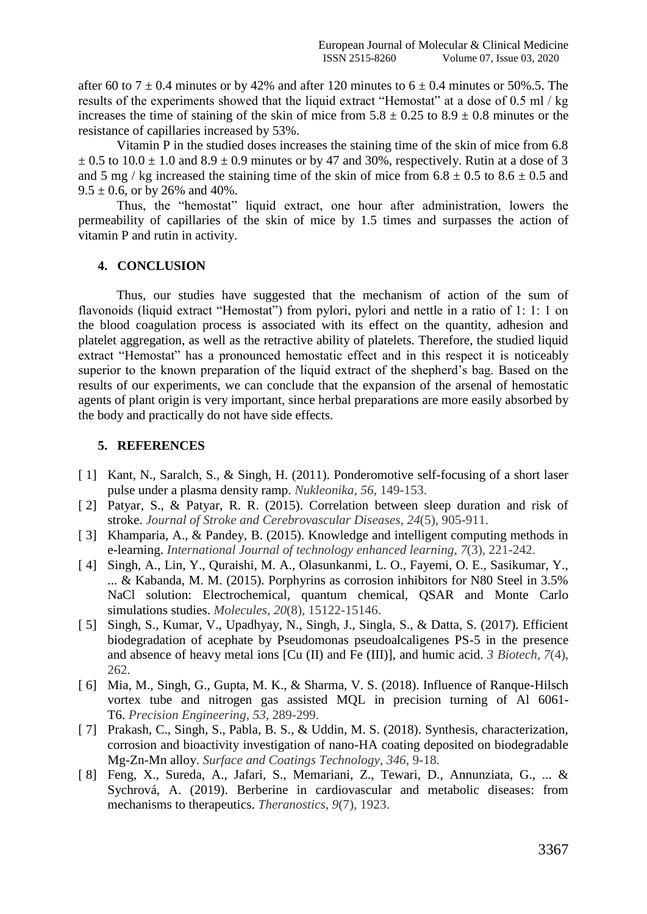after 60 to 7 ± 0.4 minutes or by 42% and after 120 minutes to 6 ± 0.4 minutes or 50%.5. The results of the experiments showed that the liquid extract "Hemostat" at a dose of 0.5 ml / kg increases the time of staining of the skin of mice from 5.8 ± 0.25 to 8.9 ± 0.8 minutes or the resistance of capillaries increased by 53%.

Vitamin P in the studied doses increases the staining time of the skin of mice from 6.8 ± 0.5 to 10.0 ± 1.0 and 8.9 ± 0.9 minutes or by 47 and 30%, respectively. Rutin at a dose of 3 and 5 mg / kg increased the staining time of the skin of mice from 6.8 ± 0.5 to 8.6 ± 0.5 and 9.5 ± 0.6, or by 26% and 40%.

Thus, the "hemostat" liquid extract, one hour after administration, lowers the permeability of capillaries of the skin of mice by 1.5 times and surpasses the action of vitamin P and rutin in activity.

## 4. CONCLUSION

Thus, our studies have suggested that the mechanism of action of the sum of flavonoids (liquid extract "Hemostat") from pylori, pylori and nettle in a ratio of 1: 1: 1 on the blood coagulation process is associated with its effect on the quantity, adhesion and platelet aggregation, as well as the retractive ability of platelets. Therefore, the studied liquid extract "Hemostat" has a pronounced hemostatic effect and in this respect it is noticeably superior to the known preparation of the liquid extract of the shepherd's bag. Based on the results of our experiments, we can conclude that the expansion of the arsenal of hemostatic agents of plant origin is very important, since herbal preparations are more easily absorbed by the body and practically do not have side effects.

## 5. REFERENCES

- [ 1] Kant, N., Saralch, S., & Singh, H. (2011). Ponderomotive self-focusing of a short laser pulse under a plasma density ramp. *Nukleonika*, *56*, 149-153.
- [ 2] Patyar, S., & Patyar, R. R. (2015). Correlation between sleep duration and risk of stroke. *Journal of Stroke and Cerebrovascular Diseases*, *24*(5), 905-911.
- [ 3] Khamparia, A., & Pandey, B. (2015). Knowledge and intelligent computing methods in e-learning. *International Journal of technology enhanced learning*, *7*(3), 221-242.
- [ 4] Singh, A., Lin, Y., Quraishi, M. A., Olasunkanmi, L. O., Fayemi, O. E., Sasikumar, Y., ... & Kabanda, M. M. (2015). Porphyrins as corrosion inhibitors for N80 Steel in 3.5% NaCl solution: Electrochemical, quantum chemical, QSAR and Monte Carlo simulations studies. *Molecules*, *20*(8), 15122-15146.
- [ 5] Singh, S., Kumar, V., Upadhyay, N., Singh, J., Singla, S., & Datta, S. (2017). Efficient biodegradation of acephate by Pseudomonas pseudoalcaligenes PS-5 in the presence and absence of heavy metal ions [Cu (II) and Fe (III)], and humic acid. *3 Biotech*, *7*(4), 262.
- [ 6] Mia, M., Singh, G., Gupta, M. K., & Sharma, V. S. (2018). Influence of Ranque-Hilsch vortex tube and nitrogen gas assisted MQL in precision turning of Al 6061-T6. *Precision Engineering*, *53*, 289-299.
- [ 7] Prakash, C., Singh, S., Pabla, B. S., & Uddin, M. S. (2018). Synthesis, characterization, corrosion and bioactivity investigation of nano-HA coating deposited on biodegradable Mg-Zn-Mn alloy. *Surface and Coatings Technology*, *346*, 9-18.
- [ 8] Feng, X., Sureda, A., Jafari, S., Memariani, Z., Tewari, D., Annunziata, G., ... & Sychrová, A. (2019). Berberine in cardiovascular and metabolic diseases: from mechanisms to therapeutics. *Theranostics*, *9*(7), 1923.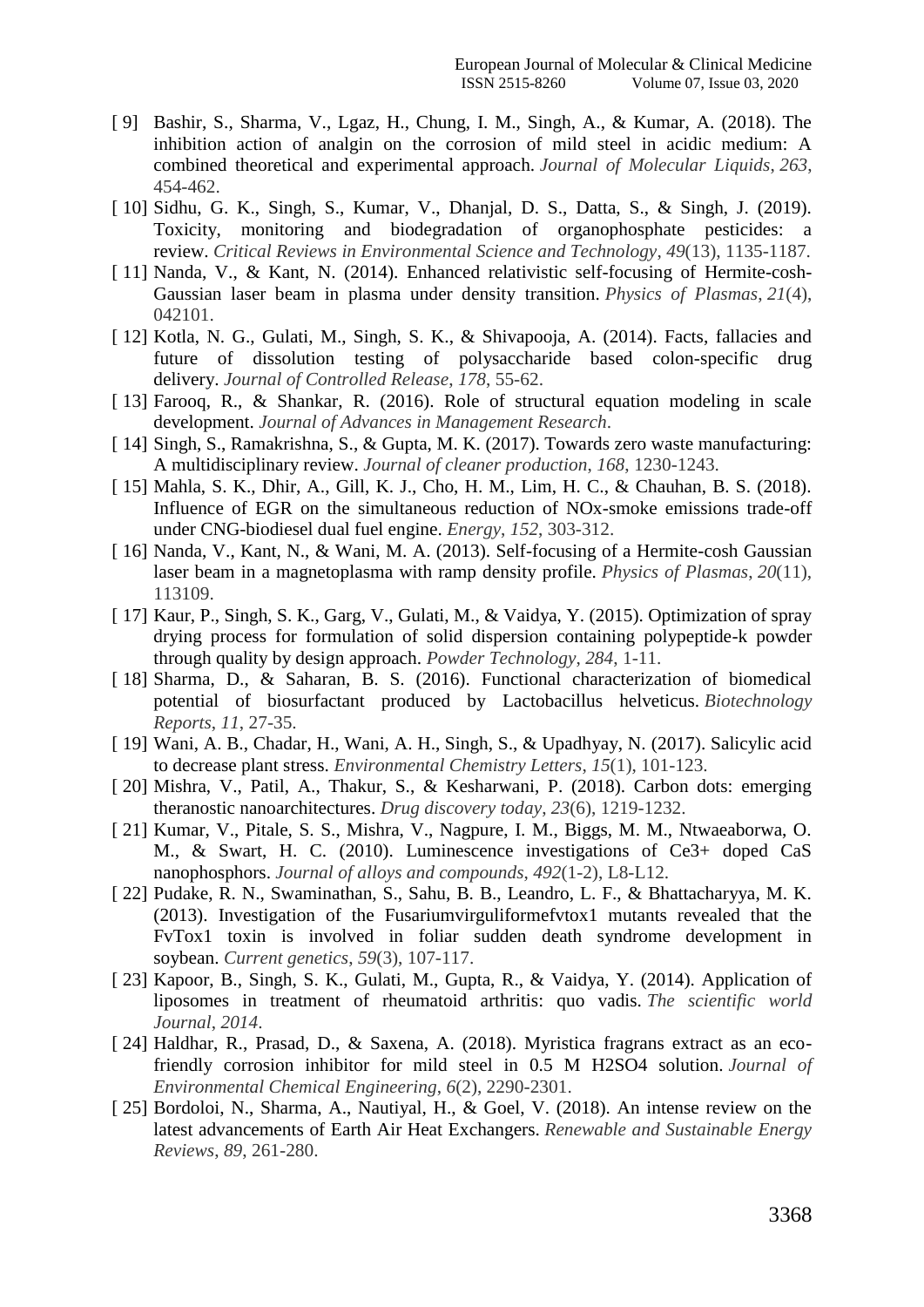[ 9] Bashir, S., Sharma, V., Lgaz, H., Chung, I. M., Singh, A., & Kumar, A. (2018). The inhibition action of analgin on the corrosion of mild steel in acidic medium: A combined theoretical and experimental approach. *Journal of Molecular Liquids*, *263*, 454-462.

[ 10] Sidhu, G. K., Singh, S., Kumar, V., Dhanjal, D. S., Datta, S., & Singh, J. (2019). Toxicity, monitoring and biodegradation of organophosphate pesticides: a review. *Critical Reviews in Environmental Science and Technology*, *49*(13), 1135-1187.

[ 11] Nanda, V., & Kant, N. (2014). Enhanced relativistic self-focusing of Hermite-cosh-Gaussian laser beam in plasma under density transition. *Physics of Plasmas*, *21*(4), 042101.

[ 12] Kotla, N. G., Gulati, M., Singh, S. K., & Shivapooja, A. (2014). Facts, fallacies and future of dissolution testing of polysaccharide based colon-specific drug delivery. *Journal of Controlled Release*, *178*, 55-62.

[ 13] Farooq, R., & Shankar, R. (2016). Role of structural equation modeling in scale development. *Journal of Advances in Management Research*.

[ 14] Singh, S., Ramakrishna, S., & Gupta, M. K. (2017). Towards zero waste manufacturing: A multidisciplinary review. *Journal of cleaner production*, *168*, 1230-1243.

[ 15] Mahla, S. K., Dhir, A., Gill, K. J., Cho, H. M., Lim, H. C., & Chauhan, B. S. (2018). Influence of EGR on the simultaneous reduction of NOx-smoke emissions trade-off under CNG-biodiesel dual fuel engine. *Energy*, *152*, 303-312.

[ 16] Nanda, V., Kant, N., & Wani, M. A. (2013). Self-focusing of a Hermite-cosh Gaussian laser beam in a magnetoplasma with ramp density profile. *Physics of Plasmas*, *20*(11), 113109.

[ 17] Kaur, P., Singh, S. K., Garg, V., Gulati, M., & Vaidya, Y. (2015). Optimization of spray drying process for formulation of solid dispersion containing polypeptide-k powder through quality by design approach. *Powder Technology*, *284*, 1-11.

[ 18] Sharma, D., & Saharan, B. S. (2016). Functional characterization of biomedical potential of biosurfactant produced by Lactobacillus helveticus. *Biotechnology Reports*, *11*, 27-35.

[ 19] Wani, A. B., Chadar, H., Wani, A. H., Singh, S., & Upadhyay, N. (2017). Salicylic acid to decrease plant stress. *Environmental Chemistry Letters*, *15*(1), 101-123.

[ 20] Mishra, V., Patil, A., Thakur, S., & Kesharwani, P. (2018). Carbon dots: emerging theranostic nanoarchitectures. *Drug discovery today*, *23*(6), 1219-1232.

[ 21] Kumar, V., Pitale, S. S., Mishra, V., Nagpure, I. M., Biggs, M. M., Ntwaeaborwa, O. M., & Swart, H. C. (2010). Luminescence investigations of Ce3+ doped CaS nanophosphors. *Journal of alloys and compounds*, *492*(1-2), L8-L12.

[ 22] Pudake, R. N., Swaminathan, S., Sahu, B. B., Leandro, L. F., & Bhattacharyya, M. K. (2013). Investigation of the Fusariumvirguliformefvtox1 mutants revealed that the FvTox1 toxin is involved in foliar sudden death syndrome development in soybean. *Current genetics*, *59*(3), 107-117.

[ 23] Kapoor, B., Singh, S. K., Gulati, M., Gupta, R., & Vaidya, Y. (2014). Application of liposomes in treatment of rheumatoid arthritis: quo vadis. *The scientific world Journal*, *2014*.

[ 24] Haldhar, R., Prasad, D., & Saxena, A. (2018). Myristica fragrans extract as an eco-friendly corrosion inhibitor for mild steel in 0.5 M H2SO4 solution. *Journal of Environmental Chemical Engineering*, *6*(2), 2290-2301.

[ 25] Bordoloi, N., Sharma, A., Nautiyal, H., & Goel, V. (2018). An intense review on the latest advancements of Earth Air Heat Exchangers. *Renewable and Sustainable Energy Reviews*, *89*, 261-280.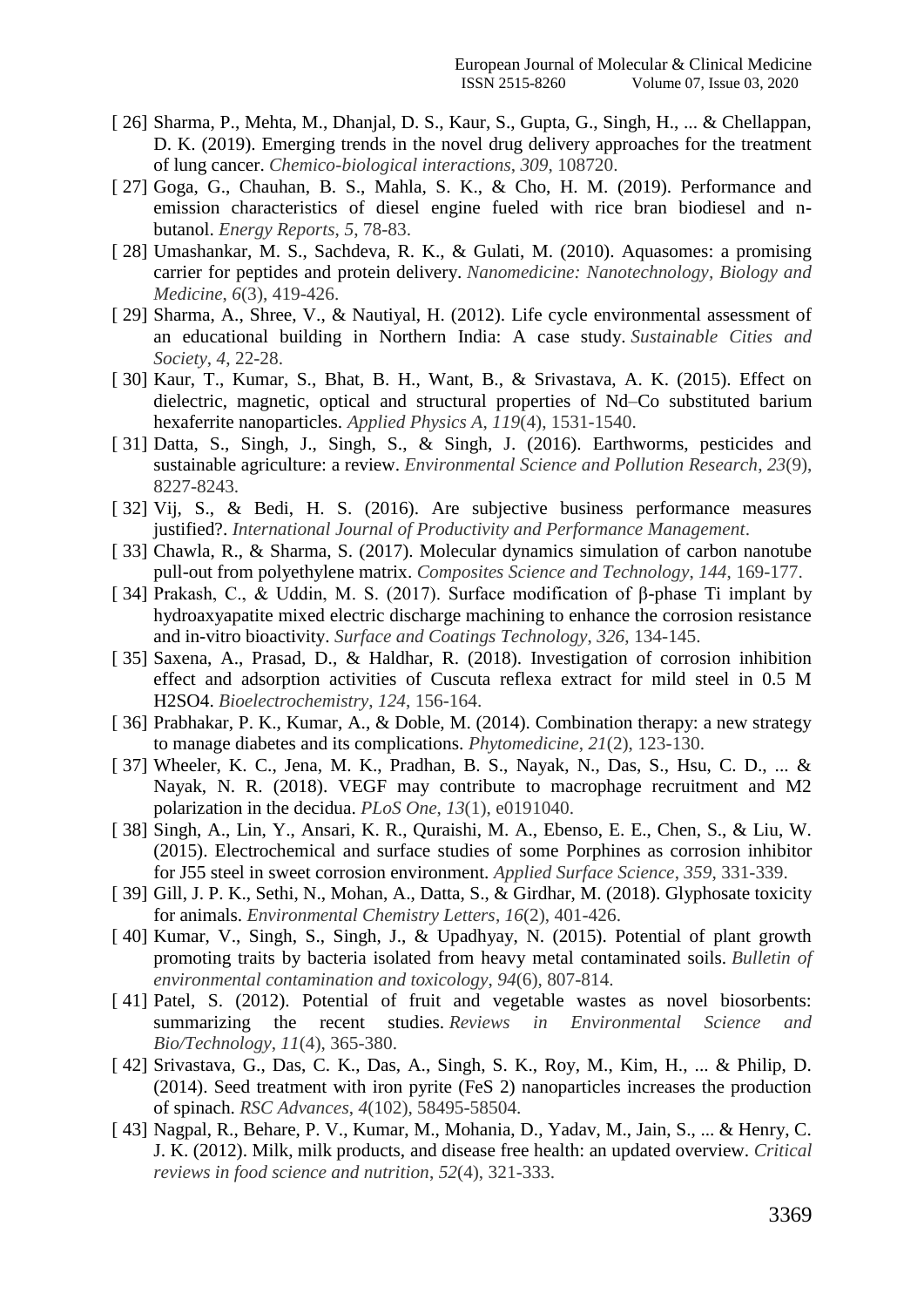[ 26] Sharma, P., Mehta, M., Dhanjal, D. S., Kaur, S., Gupta, G., Singh, H., ... & Chellappan, D. K. (2019). Emerging trends in the novel drug delivery approaches for the treatment of lung cancer. *Chemico-biological interactions*, *309*, 108720.

[ 27] Goga, G., Chauhan, B. S., Mahla, S. K., & Cho, H. M. (2019). Performance and emission characteristics of diesel engine fueled with rice bran biodiesel and n-butanol. *Energy Reports*, *5*, 78-83.

[ 28] Umashankar, M. S., Sachdeva, R. K., & Gulati, M. (2010). Aquasomes: a promising carrier for peptides and protein delivery. *Nanomedicine: Nanotechnology, Biology and Medicine*, *6*(3), 419-426.

[ 29] Sharma, A., Shree, V., & Nautiyal, H. (2012). Life cycle environmental assessment of an educational building in Northern India: A case study. *Sustainable Cities and Society*, *4*, 22-28.

[ 30] Kaur, T., Kumar, S., Bhat, B. H., Want, B., & Srivastava, A. K. (2015). Effect on dielectric, magnetic, optical and structural properties of Nd–Co substituted barium hexaferrite nanoparticles. *Applied Physics A*, *119*(4), 1531-1540.

[ 31] Datta, S., Singh, J., Singh, S., & Singh, J. (2016). Earthworms, pesticides and sustainable agriculture: a review. *Environmental Science and Pollution Research*, *23*(9), 8227-8243.

[ 32] Vij, S., & Bedi, H. S. (2016). Are subjective business performance measures justified?. *International Journal of Productivity and Performance Management*.

[ 33] Chawla, R., & Sharma, S. (2017). Molecular dynamics simulation of carbon nanotube pull-out from polyethylene matrix. *Composites Science and Technology*, *144*, 169-177.

[ 34] Prakash, C., & Uddin, M. S. (2017). Surface modification of β-phase Ti implant by hydroaxyapatite mixed electric discharge machining to enhance the corrosion resistance and in-vitro bioactivity. *Surface and Coatings Technology*, *326*, 134-145.

[ 35] Saxena, A., Prasad, D., & Haldhar, R. (2018). Investigation of corrosion inhibition effect and adsorption activities of Cuscuta reflexa extract for mild steel in 0.5 M H2SO4. *Bioelectrochemistry*, *124*, 156-164.

[ 36] Prabhakar, P. K., Kumar, A., & Doble, M. (2014). Combination therapy: a new strategy to manage diabetes and its complications. *Phytomedicine*, *21*(2), 123-130.

[ 37] Wheeler, K. C., Jena, M. K., Pradhan, B. S., Nayak, N., Das, S., Hsu, C. D., ... & Nayak, N. R. (2018). VEGF may contribute to macrophage recruitment and M2 polarization in the decidua. *PLoS One*, *13*(1), e0191040.

[ 38] Singh, A., Lin, Y., Ansari, K. R., Quraishi, M. A., Ebenso, E. E., Chen, S., & Liu, W. (2015). Electrochemical and surface studies of some Porphines as corrosion inhibitor for J55 steel in sweet corrosion environment. *Applied Surface Science*, *359*, 331-339.

[ 39] Gill, J. P. K., Sethi, N., Mohan, A., Datta, S., & Girdhar, M. (2018). Glyphosate toxicity for animals. *Environmental Chemistry Letters*, *16*(2), 401-426.

[ 40] Kumar, V., Singh, S., Singh, J., & Upadhyay, N. (2015). Potential of plant growth promoting traits by bacteria isolated from heavy metal contaminated soils. *Bulletin of environmental contamination and toxicology*, *94*(6), 807-814.

[ 41] Patel, S. (2012). Potential of fruit and vegetable wastes as novel biosorbents: summarizing the recent studies. *Reviews in Environmental Science and Bio/Technology*, *11*(4), 365-380.

[ 42] Srivastava, G., Das, C. K., Das, A., Singh, S. K., Roy, M., Kim, H., ... & Philip, D. (2014). Seed treatment with iron pyrite (FeS 2) nanoparticles increases the production of spinach. *RSC Advances*, *4*(102), 58495-58504.

[ 43] Nagpal, R., Behare, P. V., Kumar, M., Mohania, D., Yadav, M., Jain, S., ... & Henry, C. J. K. (2012). Milk, milk products, and disease free health: an updated overview. *Critical reviews in food science and nutrition*, *52*(4), 321-333.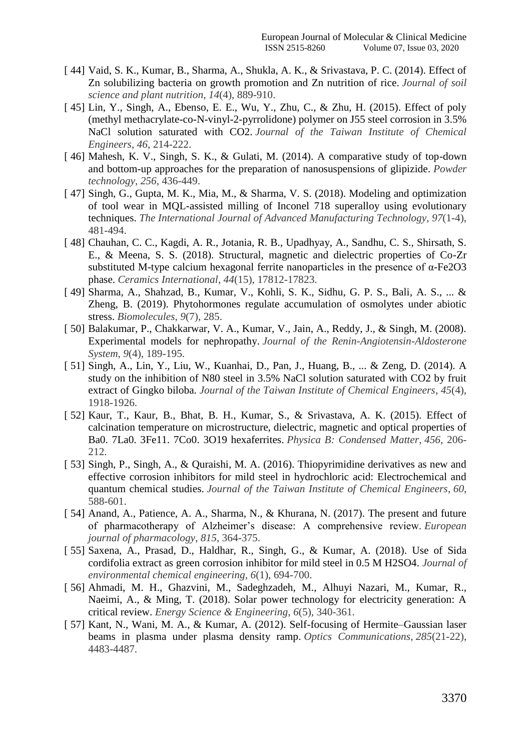[ 44] Vaid, S. K., Kumar, B., Sharma, A., Shukla, A. K., & Srivastava, P. C. (2014). Effect of Zn solubilizing bacteria on growth promotion and Zn nutrition of rice. *Journal of soil science and plant nutrition*, *14*(4), 889-910.

[ 45] Lin, Y., Singh, A., Ebenso, E. E., Wu, Y., Zhu, C., & Zhu, H. (2015). Effect of poly (methyl methacrylate-co-N-vinyl-2-pyrrolidone) polymer on J55 steel corrosion in 3.5% NaCl solution saturated with CO2. *Journal of the Taiwan Institute of Chemical Engineers*, *46*, 214-222.

[ 46] Mahesh, K. V., Singh, S. K., & Gulati, M. (2014). A comparative study of top-down and bottom-up approaches for the preparation of nanosuspensions of glipizide. *Powder technology*, *256*, 436-449.

[ 47] Singh, G., Gupta, M. K., Mia, M., & Sharma, V. S. (2018). Modeling and optimization of tool wear in MQL-assisted milling of Inconel 718 superalloy using evolutionary techniques. *The International Journal of Advanced Manufacturing Technology*, *97*(1-4), 481-494.

[ 48] Chauhan, C. C., Kagdi, A. R., Jotania, R. B., Upadhyay, A., Sandhu, C. S., Shirsath, S. E., & Meena, S. S. (2018). Structural, magnetic and dielectric properties of Co-Zr substituted M-type calcium hexagonal ferrite nanoparticles in the presence of α-Fe2O3 phase. *Ceramics International*, *44*(15), 17812-17823.

[ 49] Sharma, A., Shahzad, B., Kumar, V., Kohli, S. K., Sidhu, G. P. S., Bali, A. S., ... & Zheng, B. (2019). Phytohormones regulate accumulation of osmolytes under abiotic stress. *Biomolecules*, *9*(7), 285.

[ 50] Balakumar, P., Chakkarwar, V. A., Kumar, V., Jain, A., Reddy, J., & Singh, M. (2008). Experimental models for nephropathy. *Journal of the Renin-Angiotensin-Aldosterone System*, *9*(4), 189-195.

[ 51] Singh, A., Lin, Y., Liu, W., Kuanhai, D., Pan, J., Huang, B., ... & Zeng, D. (2014). A study on the inhibition of N80 steel in 3.5% NaCl solution saturated with CO2 by fruit extract of Gingko biloba. *Journal of the Taiwan Institute of Chemical Engineers*, *45*(4), 1918-1926.

[ 52] Kaur, T., Kaur, B., Bhat, B. H., Kumar, S., & Srivastava, A. K. (2015). Effect of calcination temperature on microstructure, dielectric, magnetic and optical properties of Ba0. 7La0. 3Fe11. 7Co0. 3O19 hexaferrites. *Physica B: Condensed Matter*, *456*, 206-212.

[ 53] Singh, P., Singh, A., & Quraishi, M. A. (2016). Thiopyrimidine derivatives as new and effective corrosion inhibitors for mild steel in hydrochloric acid: Electrochemical and quantum chemical studies. *Journal of the Taiwan Institute of Chemical Engineers*, *60*, 588-601.

[ 54] Anand, A., Patience, A. A., Sharma, N., & Khurana, N. (2017). The present and future of pharmacotherapy of Alzheimer's disease: A comprehensive review. *European journal of pharmacology*, *815*, 364-375.

[ 55] Saxena, A., Prasad, D., Haldhar, R., Singh, G., & Kumar, A. (2018). Use of Sida cordifolia extract as green corrosion inhibitor for mild steel in 0.5 M H2SO4. *Journal of environmental chemical engineering*, *6*(1), 694-700.

[ 56] Ahmadi, M. H., Ghazvini, M., Sadeghzadeh, M., Alhuyi Nazari, M., Kumar, R., Naeimi, A., & Ming, T. (2018). Solar power technology for electricity generation: A critical review. *Energy Science & Engineering*, *6*(5), 340-361.

[ 57] Kant, N., Wani, M. A., & Kumar, A. (2012). Self-focusing of Hermite–Gaussian laser beams in plasma under plasma density ramp. *Optics Communications*, *285*(21-22), 4483-4487.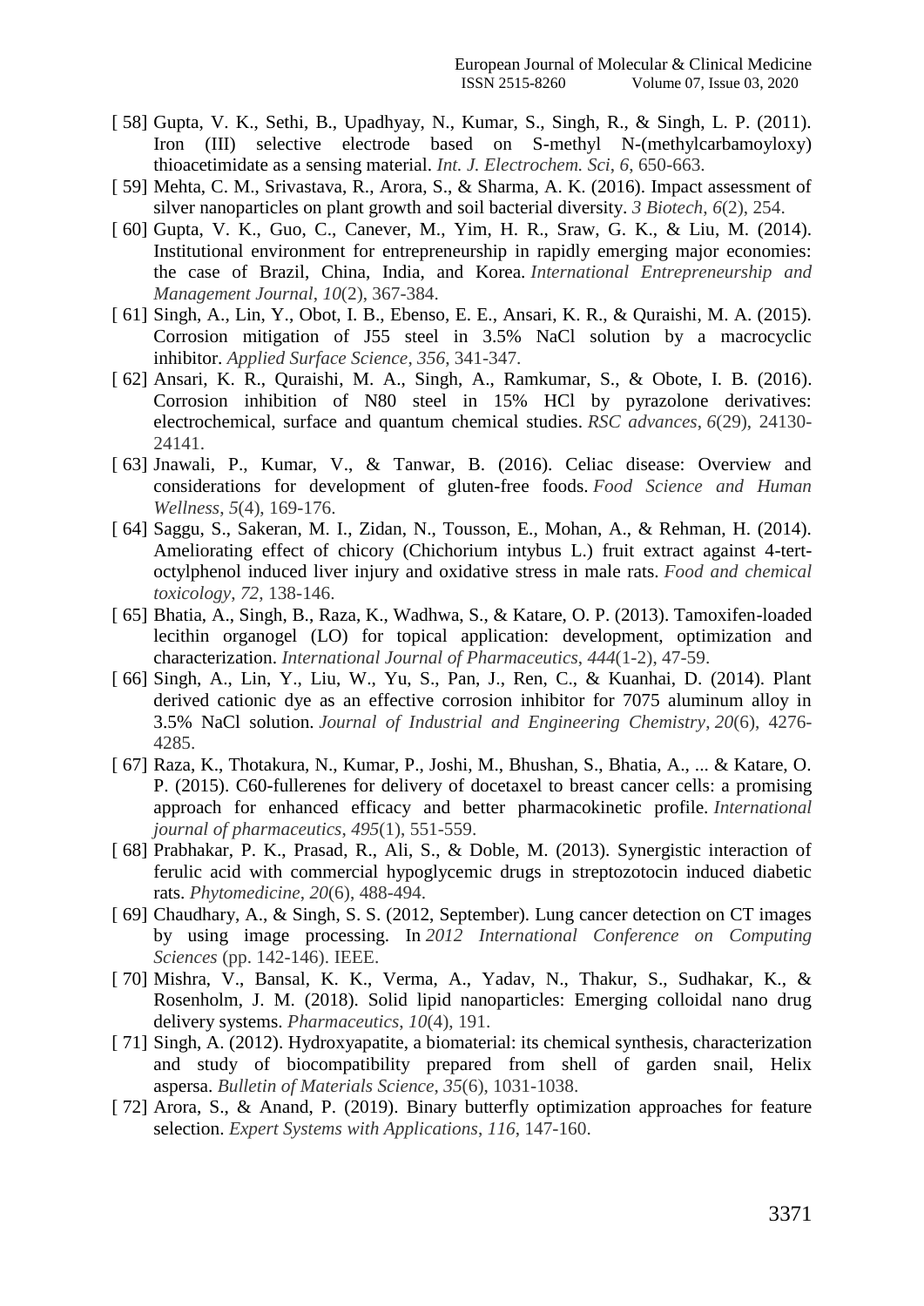[ 58] Gupta, V. K., Sethi, B., Upadhyay, N., Kumar, S., Singh, R., & Singh, L. P. (2011). Iron (III) selective electrode based on S-methyl N-(methylcarbamoyloxy) thioacetimidate as a sensing material. *Int. J. Electrochem. Sci*, *6*, 650-663.

[ 59] Mehta, C. M., Srivastava, R., Arora, S., & Sharma, A. K. (2016). Impact assessment of silver nanoparticles on plant growth and soil bacterial diversity. *3 Biotech*, *6*(2), 254.

[ 60] Gupta, V. K., Guo, C., Canever, M., Yim, H. R., Sraw, G. K., & Liu, M. (2014). Institutional environment for entrepreneurship in rapidly emerging major economies: the case of Brazil, China, India, and Korea. *International Entrepreneurship and Management Journal*, *10*(2), 367-384.

[ 61] Singh, A., Lin, Y., Obot, I. B., Ebenso, E. E., Ansari, K. R., & Quraishi, M. A. (2015). Corrosion mitigation of J55 steel in 3.5% NaCl solution by a macrocyclic inhibitor. *Applied Surface Science*, *356*, 341-347.

[ 62] Ansari, K. R., Quraishi, M. A., Singh, A., Ramkumar, S., & Obote, I. B. (2016). Corrosion inhibition of N80 steel in 15% HCl by pyrazolone derivatives: electrochemical, surface and quantum chemical studies. *RSC advances*, *6*(29), 24130-24141.

[ 63] Jnawali, P., Kumar, V., & Tanwar, B. (2016). Celiac disease: Overview and considerations for development of gluten-free foods. *Food Science and Human Wellness*, *5*(4), 169-176.

[ 64] Saggu, S., Sakeran, M. I., Zidan, N., Tousson, E., Mohan, A., & Rehman, H. (2014). Ameliorating effect of chicory (Chichorium intybus L.) fruit extract against 4-tert-octylphenol induced liver injury and oxidative stress in male rats. *Food and chemical toxicology*, *72*, 138-146.

[ 65] Bhatia, A., Singh, B., Raza, K., Wadhwa, S., & Katare, O. P. (2013). Tamoxifen-loaded lecithin organogel (LO) for topical application: development, optimization and characterization. *International Journal of Pharmaceutics*, *444*(1-2), 47-59.

[ 66] Singh, A., Lin, Y., Liu, W., Yu, S., Pan, J., Ren, C., & Kuanhai, D. (2014). Plant derived cationic dye as an effective corrosion inhibitor for 7075 aluminum alloy in 3.5% NaCl solution. *Journal of Industrial and Engineering Chemistry*, *20*(6), 4276-4285.

[ 67] Raza, K., Thotakura, N., Kumar, P., Joshi, M., Bhushan, S., Bhatia, A., ... & Katare, O. P. (2015). C60-fullerenes for delivery of docetaxel to breast cancer cells: a promising approach for enhanced efficacy and better pharmacokinetic profile. *International journal of pharmaceutics*, *495*(1), 551-559.

[ 68] Prabhakar, P. K., Prasad, R., Ali, S., & Doble, M. (2013). Synergistic interaction of ferulic acid with commercial hypoglycemic drugs in streptozotocin induced diabetic rats. *Phytomedicine*, *20*(6), 488-494.

[ 69] Chaudhary, A., & Singh, S. S. (2012, September). Lung cancer detection on CT images by using image processing. In *2012 International Conference on Computing Sciences* (pp. 142-146). IEEE.

[ 70] Mishra, V., Bansal, K. K., Verma, A., Yadav, N., Thakur, S., Sudhakar, K., & Rosenholm, J. M. (2018). Solid lipid nanoparticles: Emerging colloidal nano drug delivery systems. *Pharmaceutics*, *10*(4), 191.

[ 71] Singh, A. (2012). Hydroxyapatite, a biomaterial: its chemical synthesis, characterization and study of biocompatibility prepared from shell of garden snail, Helix aspersa. *Bulletin of Materials Science*, *35*(6), 1031-1038.

[ 72] Arora, S., & Anand, P. (2019). Binary butterfly optimization approaches for feature selection. *Expert Systems with Applications*, *116*, 147-160.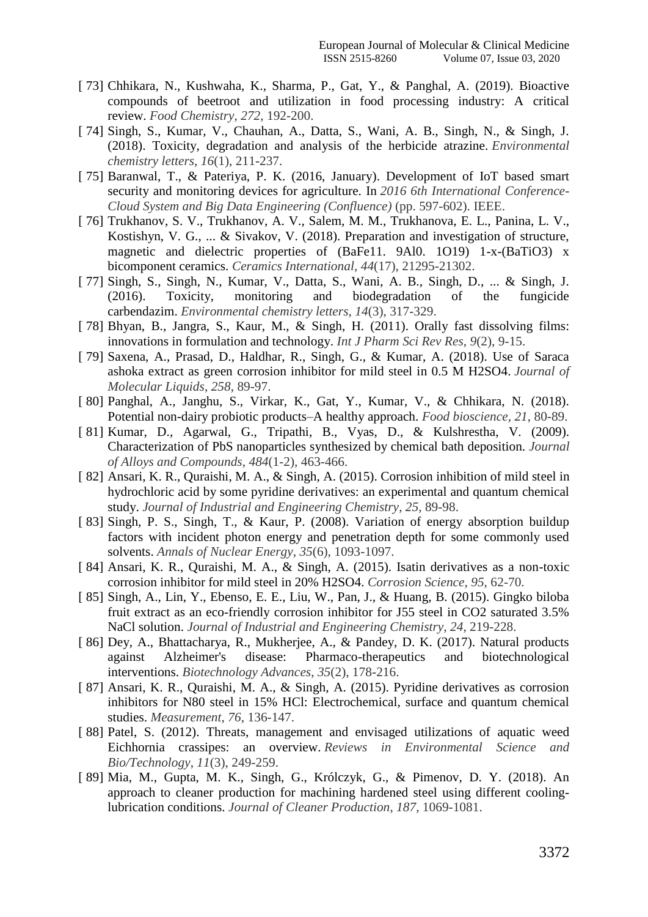[ 73] Chhikara, N., Kushwaha, K., Sharma, P., Gat, Y., & Panghal, A. (2019). Bioactive compounds of beetroot and utilization in food processing industry: A critical review. *Food Chemistry*, *272*, 192-200.

[ 74] Singh, S., Kumar, V., Chauhan, A., Datta, S., Wani, A. B., Singh, N., & Singh, J. (2018). Toxicity, degradation and analysis of the herbicide atrazine. *Environmental chemistry letters*, *16*(1), 211-237.

[ 75] Baranwal, T., & Pateriya, P. K. (2016, January). Development of IoT based smart security and monitoring devices for agriculture. In *2016 6th International Conference-Cloud System and Big Data Engineering (Confluence)* (pp. 597-602). IEEE.

[ 76] Trukhanov, S. V., Trukhanov, A. V., Salem, M. M., Trukhanova, E. L., Panina, L. V., Kostishyn, V. G., ... & Sivakov, V. (2018). Preparation and investigation of structure, magnetic and dielectric properties of (BaFe11. 9Al0. 1O19) 1-x-(BaTiO3) x bicomponent ceramics. *Ceramics International*, *44*(17), 21295-21302.

[ 77] Singh, S., Singh, N., Kumar, V., Datta, S., Wani, A. B., Singh, D., ... & Singh, J. (2016). Toxicity, monitoring and biodegradation of the fungicide carbendazim. *Environmental chemistry letters*, *14*(3), 317-329.

[ 78] Bhyan, B., Jangra, S., Kaur, M., & Singh, H. (2011). Orally fast dissolving films: innovations in formulation and technology. *Int J Pharm Sci Rev Res*, *9*(2), 9-15.

[ 79] Saxena, A., Prasad, D., Haldhar, R., Singh, G., & Kumar, A. (2018). Use of Saraca ashoka extract as green corrosion inhibitor for mild steel in 0.5 M H2SO4. *Journal of Molecular Liquids*, *258*, 89-97.

[ 80] Panghal, A., Janghu, S., Virkar, K., Gat, Y., Kumar, V., & Chhikara, N. (2018). Potential non-dairy probiotic products–A healthy approach. *Food bioscience*, *21*, 80-89.

[ 81] Kumar, D., Agarwal, G., Tripathi, B., Vyas, D., & Kulshrestha, V. (2009). Characterization of PbS nanoparticles synthesized by chemical bath deposition. *Journal of Alloys and Compounds*, *484*(1-2), 463-466.

[ 82] Ansari, K. R., Quraishi, M. A., & Singh, A. (2015). Corrosion inhibition of mild steel in hydrochloric acid by some pyridine derivatives: an experimental and quantum chemical study. *Journal of Industrial and Engineering Chemistry*, *25*, 89-98.

[ 83] Singh, P. S., Singh, T., & Kaur, P. (2008). Variation of energy absorption buildup factors with incident photon energy and penetration depth for some commonly used solvents. *Annals of Nuclear Energy*, *35*(6), 1093-1097.

[ 84] Ansari, K. R., Quraishi, M. A., & Singh, A. (2015). Isatin derivatives as a non-toxic corrosion inhibitor for mild steel in 20% H2SO4. *Corrosion Science*, *95*, 62-70.

[ 85] Singh, A., Lin, Y., Ebenso, E. E., Liu, W., Pan, J., & Huang, B. (2015). Gingko biloba fruit extract as an eco-friendly corrosion inhibitor for J55 steel in CO2 saturated 3.5% NaCl solution. *Journal of Industrial and Engineering Chemistry*, *24*, 219-228.

[ 86] Dey, A., Bhattacharya, R., Mukherjee, A., & Pandey, D. K. (2017). Natural products against Alzheimer's disease: Pharmaco-therapeutics and biotechnological interventions. *Biotechnology Advances*, *35*(2), 178-216.

[ 87] Ansari, K. R., Quraishi, M. A., & Singh, A. (2015). Pyridine derivatives as corrosion inhibitors for N80 steel in 15% HCl: Electrochemical, surface and quantum chemical studies. *Measurement*, *76*, 136-147.

[ 88] Patel, S. (2012). Threats, management and envisaged utilizations of aquatic weed Eichhornia crassipes: an overview. *Reviews in Environmental Science and Bio/Technology*, *11*(3), 249-259.

[ 89] Mia, M., Gupta, M. K., Singh, G., Królczyk, G., & Pimenov, D. Y. (2018). An approach to cleaner production for machining hardened steel using different cooling-lubrication conditions. *Journal of Cleaner Production*, *187*, 1069-1081.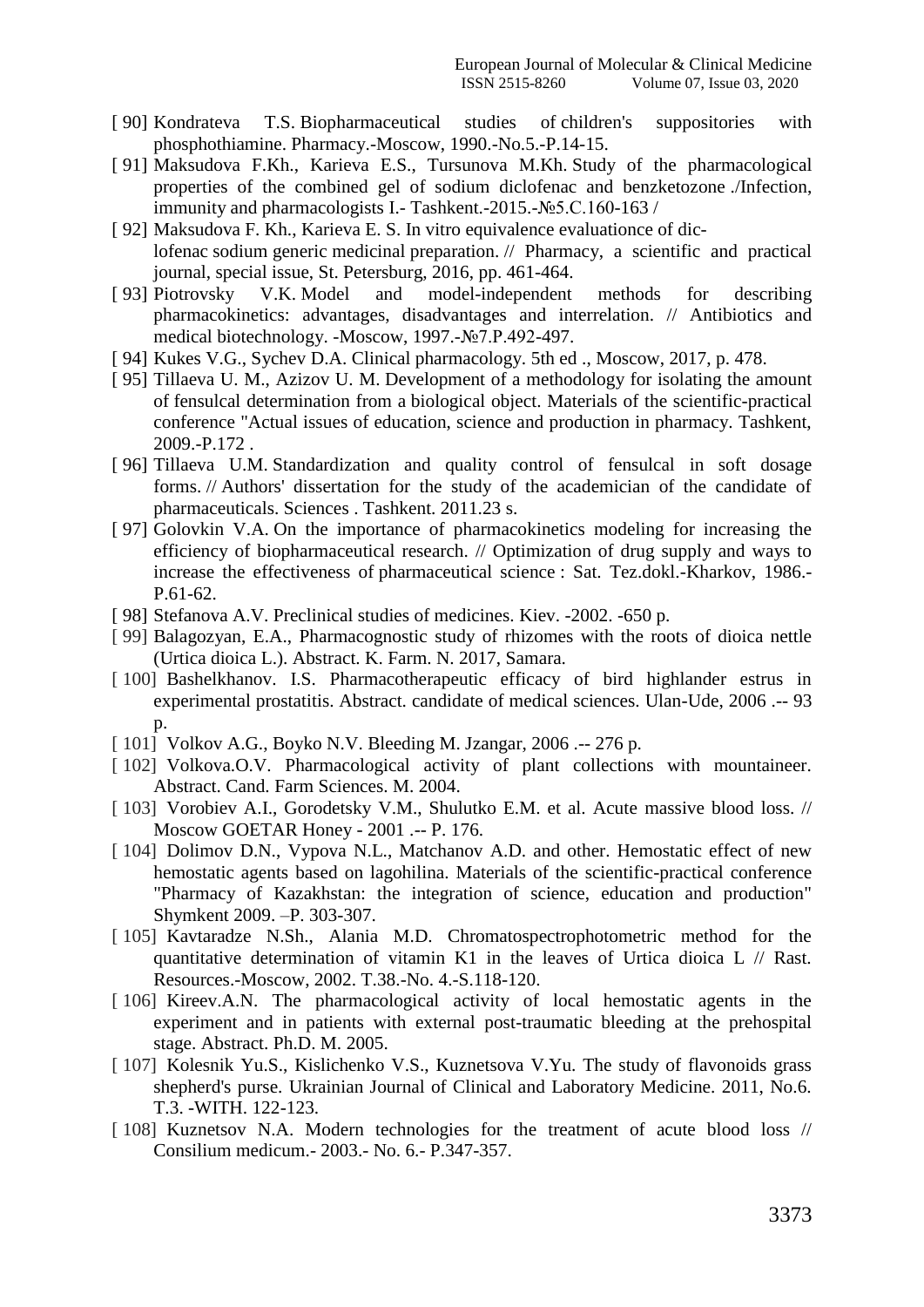[ 90] Kondrateva T.S. Biopharmaceutical studies of children's suppositories with phosphothiamine. Pharmacy.-Moscow, 1990.-No.5.-P.14-15.

[ 91] Maksudova F.Kh., Karieva E.S., Tursunova M.Kh. Study of the pharmacological properties of the combined gel of sodium diclofenac and benzketozone ./Infection, immunity and pharmacologists I.- Tashkent.-2015.-№5.C.160-163 /

[ 92] Maksudova F. Kh., Karieva E. S. In vitro equivalence evaluationce of dic-lofenac sodium generic medicinal preparation. // Pharmacy, a scientific and practical journal, special issue, St. Petersburg, 2016, pp. 461-464.

[ 93] Piotrovsky V.K. Model and model-independent methods for describing pharmacokinetics: advantages, disadvantages and interrelation. // Antibiotics and medical biotechnology. -Moscow, 1997.-№7.P.492-497.

[ 94] Kukes V.G., Sychev D.A. Clinical pharmacology. 5th ed ., Moscow, 2017, p. 478.

[ 95] Tillaeva U. M., Azizov U. M. Development of a methodology for isolating the amount of fensulcal determination from a biological object. Materials of the scientific-practical conference "Actual issues of education, science and production in pharmacy. Tashkent, 2009.-P.172 .

[ 96] Tillaeva U.M. Standardization and quality control of fensulcal in soft dosage forms. // Authors' dissertation for the study of the academician of the candidate of pharmaceuticals. Sciences . Tashkent. 2011.23 s.

[ 97] Golovkin V.A. On the importance of pharmacokinetics modeling for increasing the efficiency of biopharmaceutical research. // Optimization of drug supply and ways to increase the effectiveness of pharmaceutical science : Sat. Tez.dokl.-Kharkov, 1986.-P.61-62.

[ 98] Stefanova A.V. Preclinical studies of medicines. Kiev. -2002. -650 p.

[ 99] Balagozyan, E.A., Pharmacognostic study of rhizomes with the roots of dioica nettle (Urtica dioica L.). Abstract. K. Farm. N. 2017, Samara.

[ 100] Bashelkhanov. I.S. Pharmacotherapeutic efficacy of bird highlander estrus in experimental prostatitis. Abstract. candidate of medical sciences. Ulan-Ude, 2006 .-- 93 p.

[ 101] Volkov A.G., Boyko N.V. Bleeding M. Jzangar, 2006 .-- 276 p.

[ 102] Volkova.O.V. Pharmacological activity of plant collections with mountaineer. Abstract. Cand. Farm Sciences. M. 2004.

[ 103] Vorobiev A.I., Gorodetsky V.M., Shulutko E.M. et al. Acute massive blood loss. // Moscow GOETAR Honey - 2001 .-- P. 176.

[ 104] Dolimov D.N., Vypova N.L., Matchanov A.D. and other. Hemostatic effect of new hemostatic agents based on lagohilina. Materials of the scientific-practical conference "Pharmacy of Kazakhstan: the integration of science, education and production" Shymkent 2009. –P. 303-307.

[ 105] Kavtaradze N.Sh., Alania M.D. Chromatospectrophotometric method for the quantitative determination of vitamin K1 in the leaves of Urtica dioica L // Rast. Resources.-Moscow, 2002. T.38.-No. 4.-S.118-120.

[ 106] Kireev.A.N. The pharmacological activity of local hemostatic agents in the experiment and in patients with external post-traumatic bleeding at the prehospital stage. Abstract. Ph.D. M. 2005.

[ 107] Kolesnik Yu.S., Kislichenko V.S., Kuznetsova V.Yu. The study of flavonoids grass shepherd's purse. Ukrainian Journal of Clinical and Laboratory Medicine. 2011, No.6. T.3. -WITH. 122-123.

[ 108] Kuznetsov N.A. Modern technologies for the treatment of acute blood loss // Consilium medicum.- 2003.- No. 6.- P.347-357.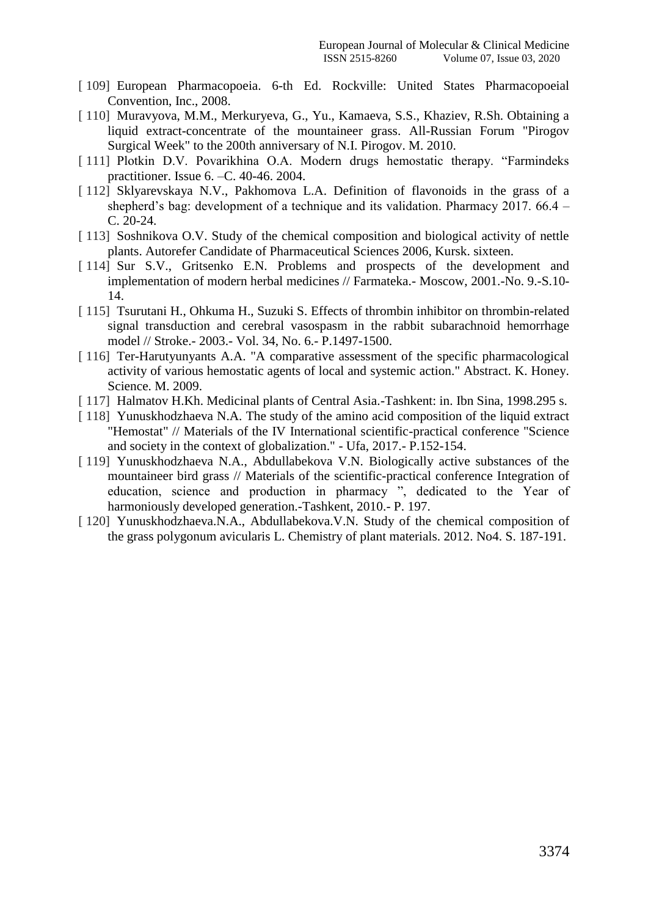[ 109] European Pharmacopoeia. 6-th Ed. Rockville: United States Pharmacopoeial Convention, Inc., 2008.

[ 110] Muravyova, M.M., Merkuryeva, G., Yu., Kamaeva, S.S., Khaziev, R.Sh. Obtaining a liquid extract-concentrate of the mountaineer grass. All-Russian Forum "Pirogov Surgical Week" to the 200th anniversary of N.I. Pirogov. M. 2010.

[ 111] Plotkin D.V. Povarikhina O.A. Modern drugs hemostatic therapy. "Farmindeks practitioner. Issue 6. –C. 40-46. 2004.

[ 112] Sklyarevskaya N.V., Pakhomova L.A. Definition of flavonoids in the grass of a shepherd's bag: development of a technique and its validation. Pharmacy 2017. 66.4 – C. 20-24.

[ 113] Soshnikova O.V. Study of the chemical composition and biological activity of nettle plants. Autorefer Candidate of Pharmaceutical Sciences 2006, Kursk. sixteen.

[ 114] Sur S.V., Gritsenko E.N. Problems and prospects of the development and implementation of modern herbal medicines // Farmateka.- Moscow, 2001.-No. 9.-S.10-14.

[ 115] Tsurutani H., Ohkuma H., Suzuki S. Effects of thrombin inhibitor on thrombin-related signal transduction and cerebral vasospasm in the rabbit subarachnoid hemorrhage model // Stroke.- 2003.- Vol. 34, No. 6.- P.1497-1500.

[ 116] Ter-Harutyunyants A.A. "A comparative assessment of the specific pharmacological activity of various hemostatic agents of local and systemic action." Abstract. K. Honey. Science. M. 2009.

[ 117] Halmatov H.Kh. Medicinal plants of Central Asia.-Tashkent: in. Ibn Sina, 1998.295 s.

[ 118] Yunuskhodzhaeva N.A. The study of the amino acid composition of the liquid extract "Hemostat" // Materials of the IV International scientific-practical conference "Science and society in the context of globalization." - Ufa, 2017.- P.152-154.

[ 119] Yunuskhodzhaeva N.A., Abdullabekova V.N. Biologically active substances of the mountaineer bird grass // Materials of the scientific-practical conference Integration of education, science and production in pharmacy ", dedicated to the Year of harmoniously developed generation.-Tashkent, 2010.- P. 197.

[ 120] Yunuskhodzhaeva.N.A., Abdullabekova.V.N. Study of the chemical composition of the grass polygonum avicularis L. Chemistry of plant materials. 2012. No4. S. 187-191.